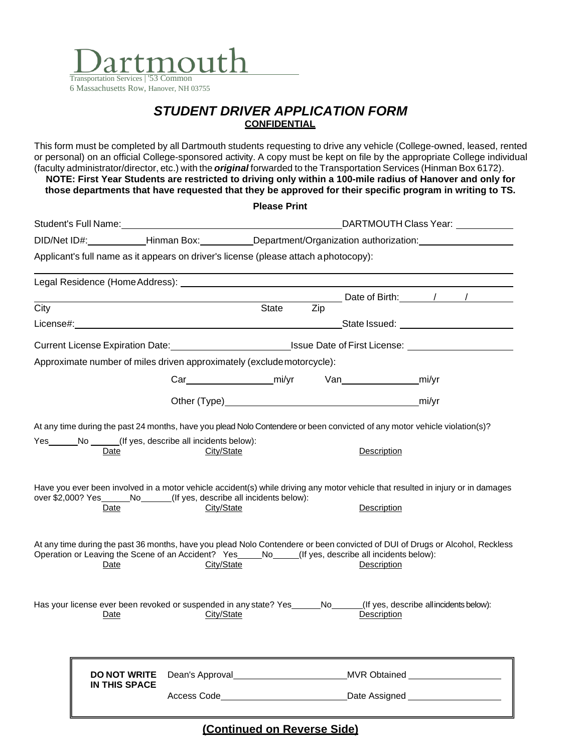Dartmouth

Transportation Services | '53 Common
6 Massachusetts Row, Hanover, NH 03755

# *STUDENT DRIVER APPLICATION FORM*

**CONFIDENTIAL**

This form must be completed by all Dartmouth students requesting to drive any vehicle (College-owned, leased, rented or personal) on an official College-sponsored activity. A copy must be kept on file by the appropriate College individual (faculty administrator/director, etc.) with the ***original*** forwarded to the Transportation Services (Hinman Box 6172).

**NOTE: First Year Students are restricted to driving only within a 100-mile radius of Hanover and only for those departments that have requested that they be approved for their specific program in writing to TS.**

**Please Print**

Student's Full Name:______________________________________ DARTMOUTH Class Year: __________

DID/Net ID#:__________ Hinman Box:__________ Department/Organization authorization:________________

Applicant's full name as it appears on driver's license (please attach a photocopy):

______________________________________________________________________________

Legal Residence (Home Address): ______________________________________________________

______________________________________________ Date of Birth:_____/_____/_______

City State Zip

License#:______________________________________________ State Issued: ________________

Current License Expiration Date:____________________ Issue Date of First License: ________________

Approximate number of miles driven approximately (exclude motorcycle):

Car________________mi/yr Van______________mi/yr

Other (Type)__________________________________mi/yr

At any time during the past 24 months, have you plead Nolo Contendere or been convicted of any motor vehicle violation(s)?

Yes______No ______(If yes, describe all incidents below):

| Date | City/State | Description |
|---|---|---|
| | | |

Have you ever been involved in a motor vehicle accident(s) while driving any motor vehicle that resulted in injury or in damages over $2,000? Yes______No______(If yes, describe all incidents below):

| Date | City/State | Description |
|---|---|---|
| | | |

At any time during the past 36 months, have you plead Nolo Contendere or been convicted of DUI of Drugs or Alcohol, Reckless Operation or Leaving the Scene of an Accident? Yes_____No_____(If yes, describe all incidents below):

| Date | City/State | Description |
|---|---|---|
| | | |

Has your license ever been revoked or suspended in any state? Yes______No______(If yes, describe all incidents below):

| Date | City/State | Description |
|---|---|---|
| | | |

| **DO NOT WRITE IN THIS SPACE** | Dean's Approval__________________ | MVR Obtained ________________ |
|---|---|---|
| | Access Code__________________ | Date Assigned ________________ |

**(Continued on Reverse Side)**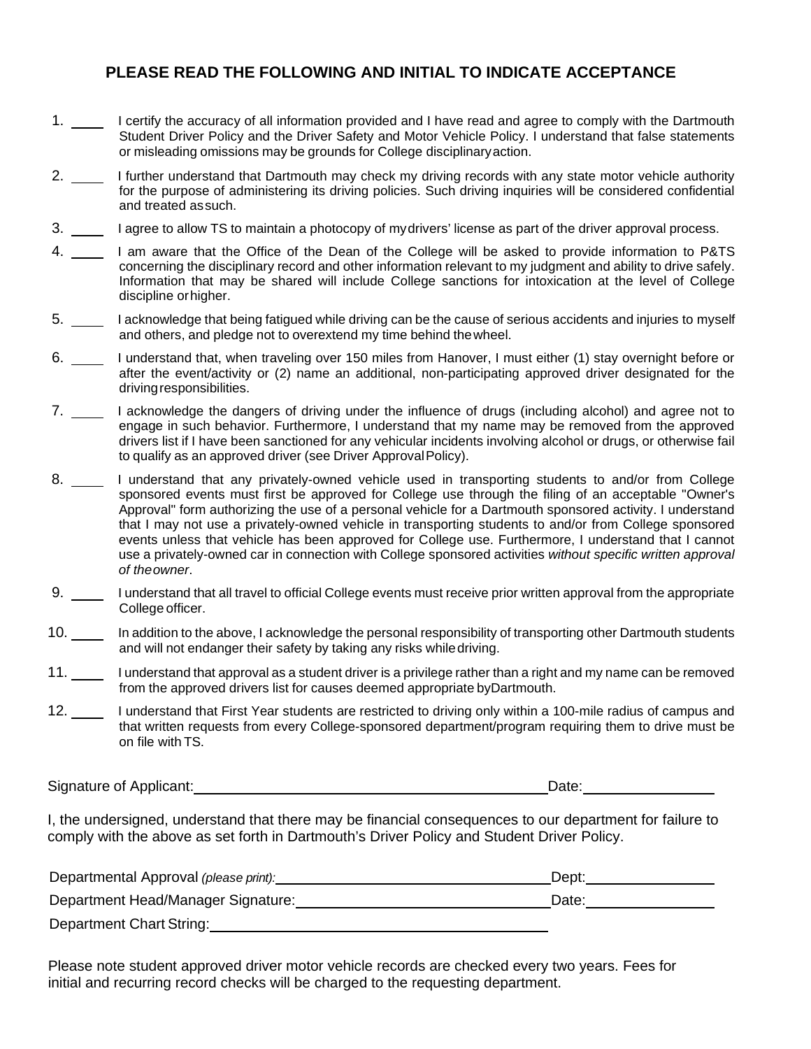## PLEASE READ THE FOLLOWING AND INITIAL TO INDICATE ACCEPTANCE

1. ____ I certify the accuracy of all information provided and I have read and agree to comply with the Dartmouth Student Driver Policy and the Driver Safety and Motor Vehicle Policy. I understand that false statements or misleading omissions may be grounds for College disciplinary action.

2. ____ I further understand that Dartmouth may check my driving records with any state motor vehicle authority for the purpose of administering its driving policies. Such driving inquiries will be considered confidential and treated as such.

3. ____ I agree to allow TS to maintain a photocopy of my drivers' license as part of the driver approval process.

4. ____ I am aware that the Office of the Dean of the College will be asked to provide information to P&TS concerning the disciplinary record and other information relevant to my judgment and ability to drive safely. Information that may be shared will include College sanctions for intoxication at the level of College discipline or higher.

5. ____ I acknowledge that being fatigued while driving can be the cause of serious accidents and injuries to myself and others, and pledge not to overextend my time behind the wheel.

6. ____ I understand that, when traveling over 150 miles from Hanover, I must either (1) stay overnight before or after the event/activity or (2) name an additional, non-participating approved driver designated for the driving responsibilities.

7. ____ I acknowledge the dangers of driving under the influence of drugs (including alcohol) and agree not to engage in such behavior. Furthermore, I understand that my name may be removed from the approved drivers list if I have been sanctioned for any vehicular incidents involving alcohol or drugs, or otherwise fail to qualify as an approved driver (see Driver Approval Policy).

8. ____ I understand that any privately-owned vehicle used in transporting students to and/or from College sponsored events must first be approved for College use through the filing of an acceptable "Owner's Approval" form authorizing the use of a personal vehicle for a Dartmouth sponsored activity. I understand that I may not use a privately-owned vehicle in transporting students to and/or from College sponsored events unless that vehicle has been approved for College use. Furthermore, I understand that I cannot use a privately-owned car in connection with College sponsored activities *without specific written approval of the owner*.

9. ____ I understand that all travel to official College events must receive prior written approval from the appropriate College officer.

10. ____ In addition to the above, I acknowledge the personal responsibility of transporting other Dartmouth students and will not endanger their safety by taking any risks while driving.

11. ____ I understand that approval as a student driver is a privilege rather than a right and my name can be removed from the approved drivers list for causes deemed appropriate by Dartmouth.

12. ____ I understand that First Year students are restricted to driving only within a 100-mile radius of campus and that written requests from every College-sponsored department/program requiring them to drive must be on file with TS.

Signature of Applicant: ________________________________ Date: ______________

I, the undersigned, understand that there may be financial consequences to our department for failure to comply with the above as set forth in Dartmouth's Driver Policy and Student Driver Policy.

Departmental Approval *(please print)*: ________________________________ Dept: ______________

Department Head/Manager Signature: ________________________________ Date: ______________

Department Chart String: ________________________________

Please note student approved driver motor vehicle records are checked every two years. Fees for initial and recurring record checks will be charged to the requesting department.